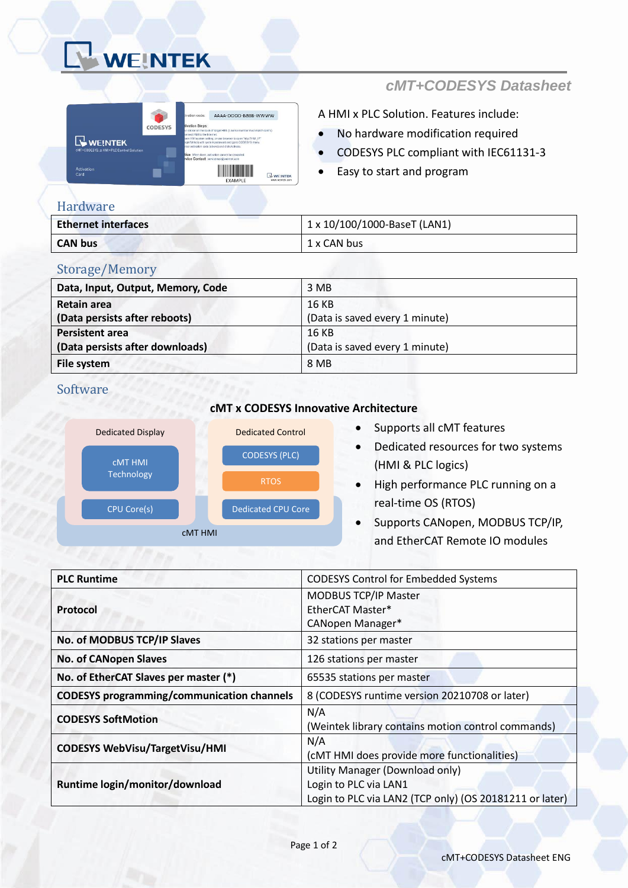# cMT+CODESYS Datasheet

A HMI x PLC Solution. Features include:

- No hardware modification required
- CODESYS PLC compliant with IEC61131-3
- Easy to start and program

## Hardware

| | |
|---|---|
| **Ethernet interfaces** | 1 x 10/100/1000-BaseT (LAN1) |
| **CAN bus** | 1 x CAN bus |

## Storage/Memory

| | |
|---|---|
| **Data, Input, Output, Memory, Code** | 3 MB |
| **Retain area (Data persists after reboots)** | 16 KB (Data is saved every 1 minute) |
| **Persistent area (Data persists after downloads)** | 16 KB (Data is saved every 1 minute) |
| **File system** | 8 MB |

## Software

**cMT x CODESYS Innovative Architecture**

Dedicated Display: cMT HMI Technology, CPU Core(s)

Dedicated Control: CODESYS (PLC), RTOS, Dedicated CPU Core

cMT HMI

- Supports all cMT features
- Dedicated resources for two systems (HMI & PLC logics)
- High performance PLC running on a real-time OS (RTOS)
- Supports CANopen, MODBUS TCP/IP, and EtherCAT Remote IO modules

| | |
|---|---|
| **PLC Runtime** | CODESYS Control for Embedded Systems |
| **Protocol** | MODBUS TCP/IP Master<br>EtherCAT Master*<br>CANopen Manager* |
| **No. of MODBUS TCP/IP Slaves** | 32 stations per master |
| **No. of CANopen Slaves** | 126 stations per master |
| **No. of EtherCAT Slaves per master (*)** | 65535 stations per master |
| **CODESYS programming/communication channels** | 8 (CODESYS runtime version 20210708 or later) |
| **CODESYS SoftMotion** | N/A<br>(Weintek library contains motion control commands) |
| **CODESYS WebVisu/TargetVisu/HMI** | N/A<br>(cMT HMI does provide more functionalities) |
| **Runtime login/monitor/download** | Utility Manager (Download only)<br>Login to PLC via LAN1<br>Login to PLC via LAN2 (TCP only) (OS 20181211 or later) |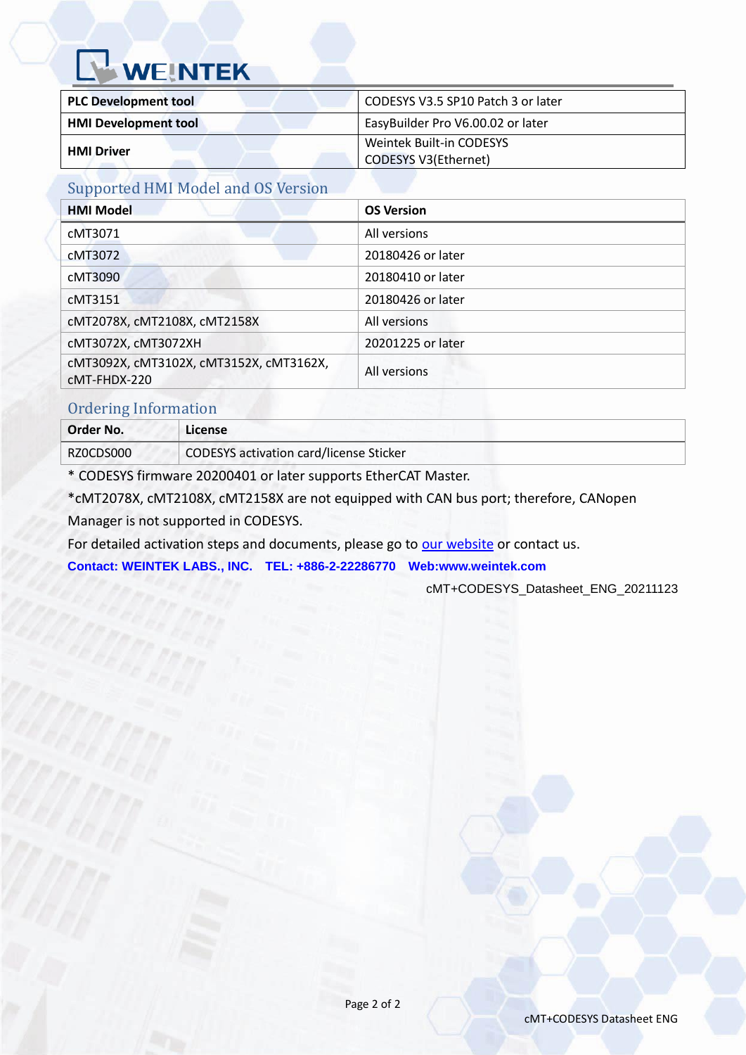| | |
|---|---|
| **PLC Development tool** | CODESYS V3.5 SP10 Patch 3 or later |
| **HMI Development tool** | EasyBuilder Pro V6.00.02 or later |
| **HMI Driver** | Weintek Built-in CODESYS<br>CODESYS V3(Ethernet) |

## Supported HMI Model and OS Version

| HMI Model | OS Version |
|---|---|
| cMT3071 | All versions |
| cMT3072 | 20180426 or later |
| cMT3090 | 20180410 or later |
| cMT3151 | 20180426 or later |
| cMT2078X, cMT2108X, cMT2158X | All versions |
| cMT3072X, cMT3072XH | 20201225 or later |
| cMT3092X, cMT3102X, cMT3152X, cMT3162X, cMT-FHDX-220 | All versions |

## Ordering Information

| Order No. | License |
|---|---|
| RZ0CDS000 | CODESYS activation card/license Sticker |

* CODESYS firmware 20200401 or later supports EtherCAT Master.

*cMT2078X, cMT2108X, cMT2158X are not equipped with CAN bus port; therefore, CANopen Manager is not supported in CODESYS.

For detailed activation steps and documents, please go to our website or contact us.

**Contact: WEINTEK LABS., INC. TEL: +886-2-22286770 Web:www.weintek.com**

cMT+CODESYS_Datasheet_ENG_20211123